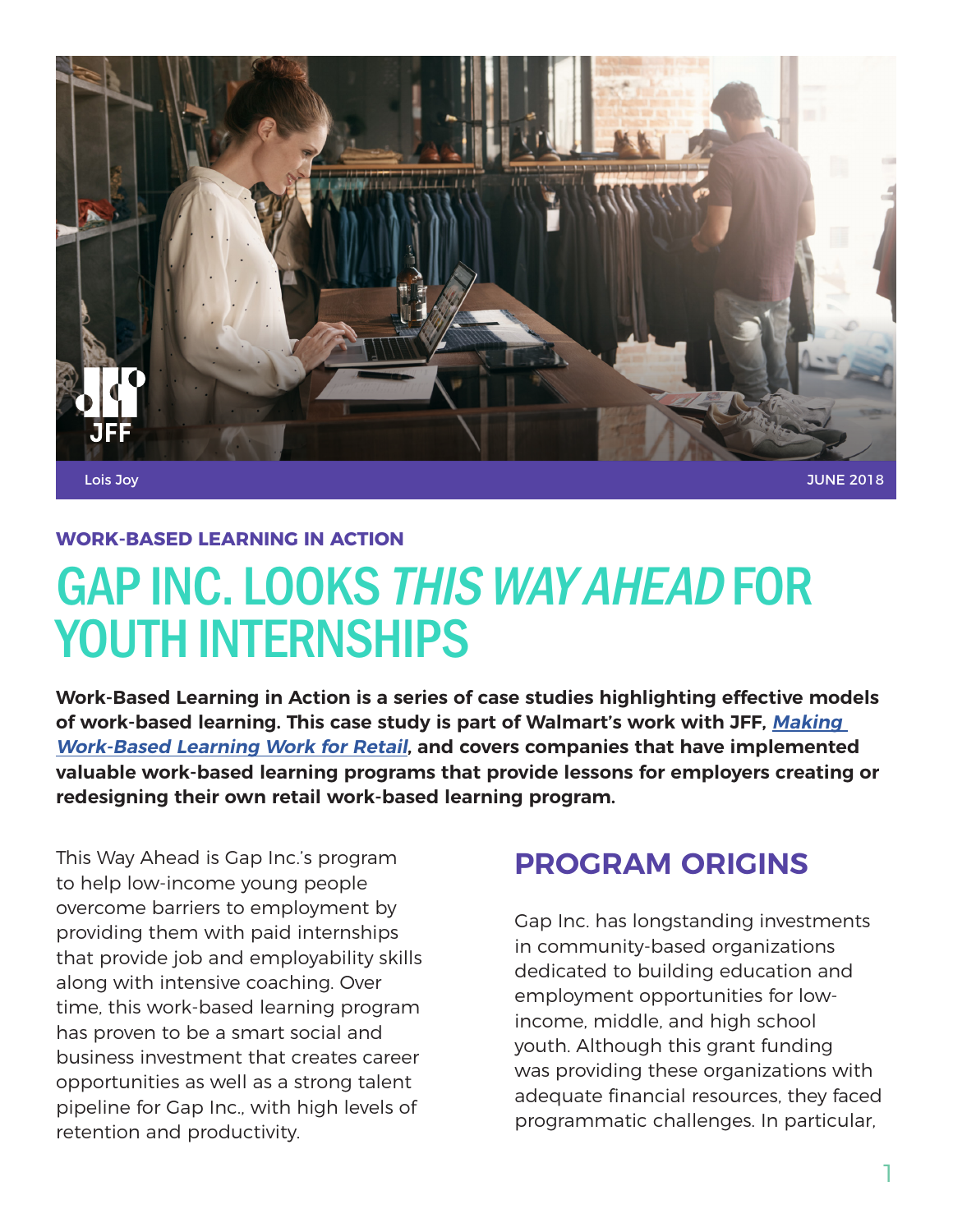Lois Joy

JUNE 2018

**WORK-BASED LEARNING IN ACTION**

# GAP INC. LOOKS *THIS WAY AHEAD* FOR YOUTH INTERNSHIPS

**Work-Based Learning in Action is a series of case studies highlighting effective models of work-based learning. This case study is part of Walmart's work with JFF, *Making Work-Based Learning Work for Retail*, and covers companies that have implemented valuable work-based learning programs that provide lessons for employers creating or redesigning their own retail work-based learning program.**

This Way Ahead is Gap Inc.'s program to help low-income young people overcome barriers to employment by providing them with paid internships that provide job and employability skills along with intensive coaching. Over time, this work-based learning program has proven to be a smart social and business investment that creates career opportunities as well as a strong talent pipeline for Gap Inc., with high levels of retention and productivity.

## PROGRAM ORIGINS

Gap Inc. has longstanding investments in community-based organizations dedicated to building education and employment opportunities for low-income, middle, and high school youth. Although this grant funding was providing these organizations with adequate financial resources, they faced programmatic challenges. In particular,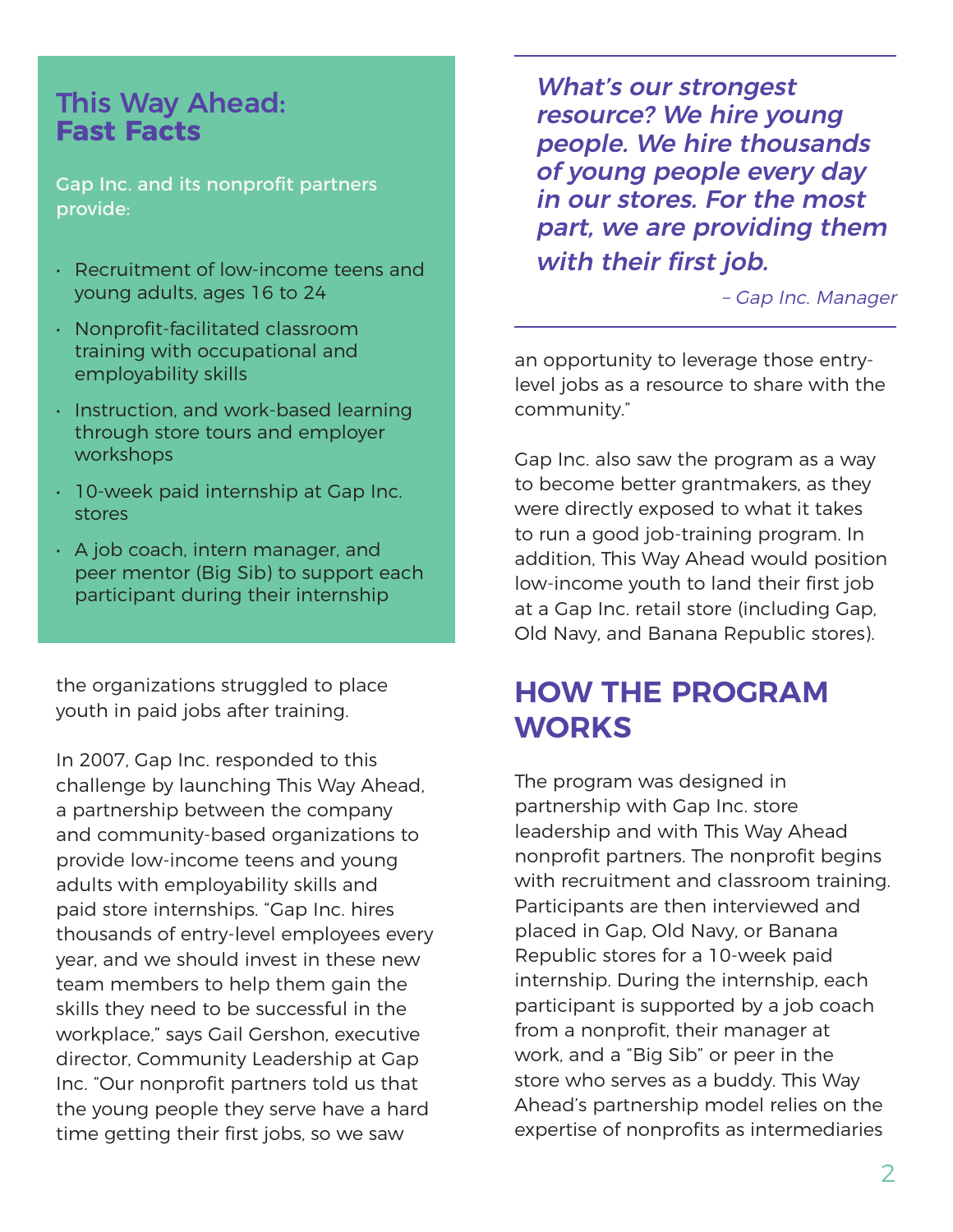## This Way Ahead: **Fast Facts**

Gap Inc. and its nonprofit partners provide:

- Recruitment of low-income teens and young adults, ages 16 to 24
- Nonprofit-facilitated classroom training with occupational and employability skills
- Instruction, and work-based learning through store tours and employer workshops
- 10-week paid internship at Gap Inc. stores
- A job coach, intern manager, and peer mentor (Big Sib) to support each participant during their internship

the organizations struggled to place youth in paid jobs after training.

In 2007, Gap Inc. responded to this challenge by launching This Way Ahead, a partnership between the company and community-based organizations to provide low-income teens and young adults with employability skills and paid store internships. "Gap Inc. hires thousands of entry-level employees every year, and we should invest in these new team members to help them gain the skills they need to be successful in the workplace," says Gail Gershon, executive director, Community Leadership at Gap Inc. "Our nonprofit partners told us that the young people they serve have a hard time getting their first jobs, so we saw an opportunity to leverage those entry-level jobs as a resource to share with the community."

> ***What's our strongest resource? We hire young people. We hire thousands of young people every day in our stores. For the most part, we are providing them with their first job.***
>
> *– Gap Inc. Manager*

Gap Inc. also saw the program as a way to become better grantmakers, as they were directly exposed to what it takes to run a good job-training program. In addition, This Way Ahead would position low-income youth to land their first job at a Gap Inc. retail store (including Gap, Old Navy, and Banana Republic stores).

## HOW THE PROGRAM WORKS

The program was designed in partnership with Gap Inc. store leadership and with This Way Ahead nonprofit partners. The nonprofit begins with recruitment and classroom training. Participants are then interviewed and placed in Gap, Old Navy, or Banana Republic stores for a 10-week paid internship. During the internship, each participant is supported by a job coach from a nonprofit, their manager at work, and a "Big Sib" or peer in the store who serves as a buddy. This Way Ahead's partnership model relies on the expertise of nonprofits as intermediaries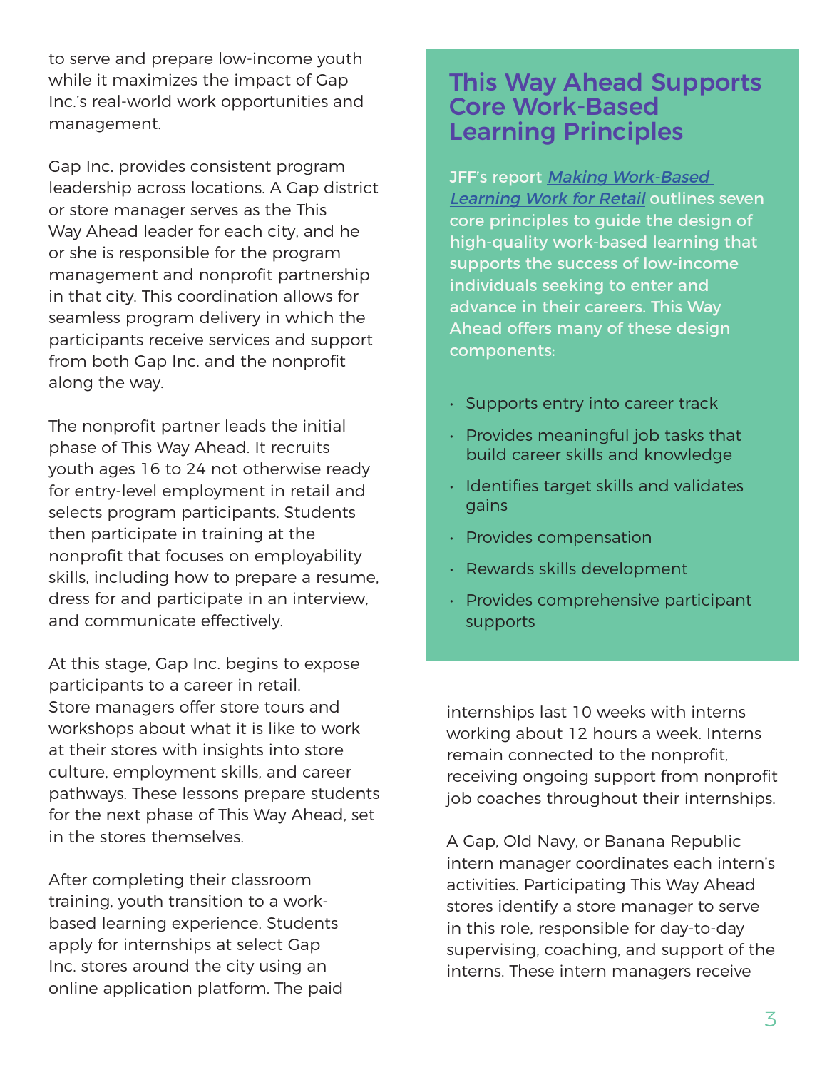to serve and prepare low-income youth while it maximizes the impact of Gap Inc.'s real-world work opportunities and management.

Gap Inc. provides consistent program leadership across locations. A Gap district or store manager serves as the This Way Ahead leader for each city, and he or she is responsible for the program management and nonprofit partnership in that city. This coordination allows for seamless program delivery in which the participants receive services and support from both Gap Inc. and the nonprofit along the way.

The nonprofit partner leads the initial phase of This Way Ahead. It recruits youth ages 16 to 24 not otherwise ready for entry-level employment in retail and selects program participants. Students then participate in training at the nonprofit that focuses on employability skills, including how to prepare a resume, dress for and participate in an interview, and communicate effectively.

At this stage, Gap Inc. begins to expose participants to a career in retail. Store managers offer store tours and workshops about what it is like to work at their stores with insights into store culture, employment skills, and career pathways. These lessons prepare students for the next phase of This Way Ahead, set in the stores themselves.

After completing their classroom training, youth transition to a work-based learning experience. Students apply for internships at select Gap Inc. stores around the city using an online application platform. The paid internships last 10 weeks with interns working about 12 hours a week. Interns remain connected to the nonprofit, receiving ongoing support from nonprofit job coaches throughout their internships.

A Gap, Old Navy, or Banana Republic intern manager coordinates each intern's activities. Participating This Way Ahead stores identify a store manager to serve in this role, responsible for day-to-day supervising, coaching, and support of the interns. These intern managers receive

## This Way Ahead Supports Core Work-Based Learning Principles

JFF's report *Making Work-Based Learning Work for Retail* outlines seven core principles to guide the design of high-quality work-based learning that supports the success of low-income individuals seeking to enter and advance in their careers. This Way Ahead offers many of these design components:

- Supports entry into career track
- Provides meaningful job tasks that build career skills and knowledge
- Identifies target skills and validates gains
- Provides compensation
- Rewards skills development
- Provides comprehensive participant supports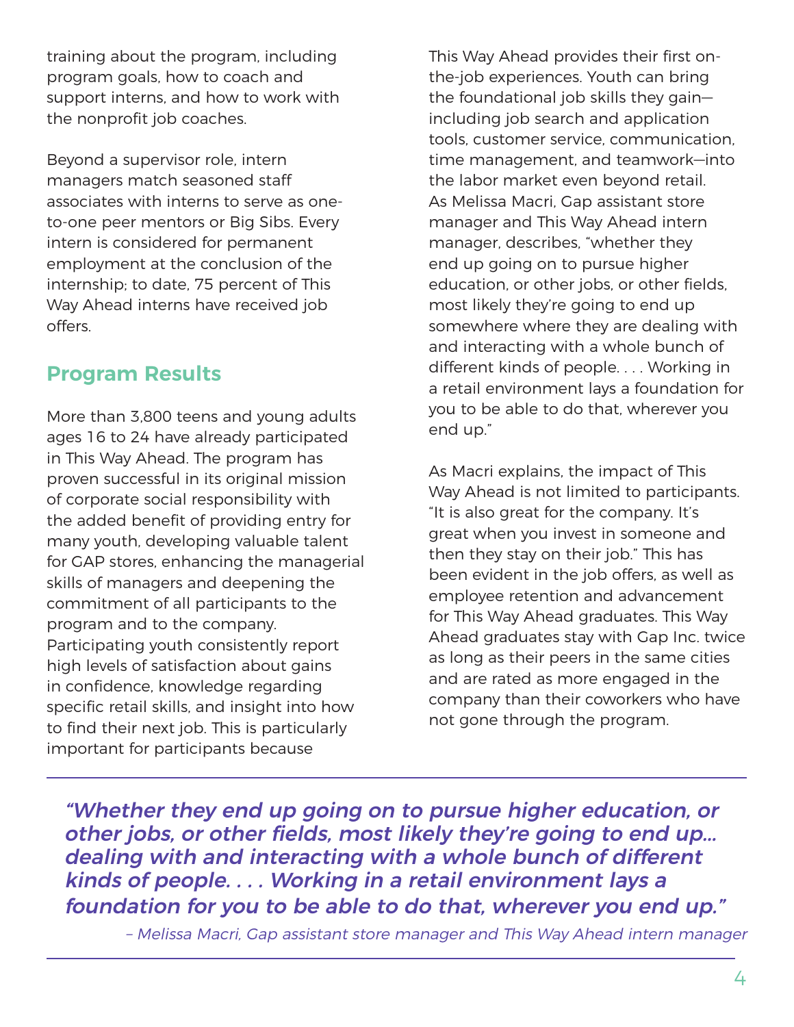training about the program, including program goals, how to coach and support interns, and how to work with the nonprofit job coaches.

Beyond a supervisor role, intern managers match seasoned staff associates with interns to serve as one-to-one peer mentors or Big Sibs. Every intern is considered for permanent employment at the conclusion of the internship; to date, 75 percent of This Way Ahead interns have received job offers.

## Program Results

More than 3,800 teens and young adults ages 16 to 24 have already participated in This Way Ahead. The program has proven successful in its original mission of corporate social responsibility with the added benefit of providing entry for many youth, developing valuable talent for GAP stores, enhancing the managerial skills of managers and deepening the commitment of all participants to the program and to the company. Participating youth consistently report high levels of satisfaction about gains in confidence, knowledge regarding specific retail skills, and insight into how to find their next job. This is particularly important for participants because This Way Ahead provides their first on-the-job experiences. Youth can bring the foundational job skills they gain—including job search and application tools, customer service, communication, time management, and teamwork—into the labor market even beyond retail. As Melissa Macri, Gap assistant store manager and This Way Ahead intern manager, describes, "whether they end up going on to pursue higher education, or other jobs, or other fields, most likely they're going to end up somewhere where they are dealing with and interacting with a whole bunch of different kinds of people. . . . Working in a retail environment lays a foundation for you to be able to do that, wherever you end up."

As Macri explains, the impact of This Way Ahead is not limited to participants. "It is also great for the company. It's great when you invest in someone and then they stay on their job." This has been evident in the job offers, as well as employee retention and advancement for This Way Ahead graduates. This Way Ahead graduates stay with Gap Inc. twice as long as their peers in the same cities and are rated as more engaged in the company than their coworkers who have not gone through the program.

---

> ***"Whether they end up going on to pursue higher education, or other jobs, or other fields, most likely they're going to end up... dealing with and interacting with a whole bunch of different kinds of people. . . . Working in a retail environment lays a foundation for you to be able to do that, wherever you end up."***
>
> *– Melissa Macri, Gap assistant store manager and This Way Ahead intern manager*

---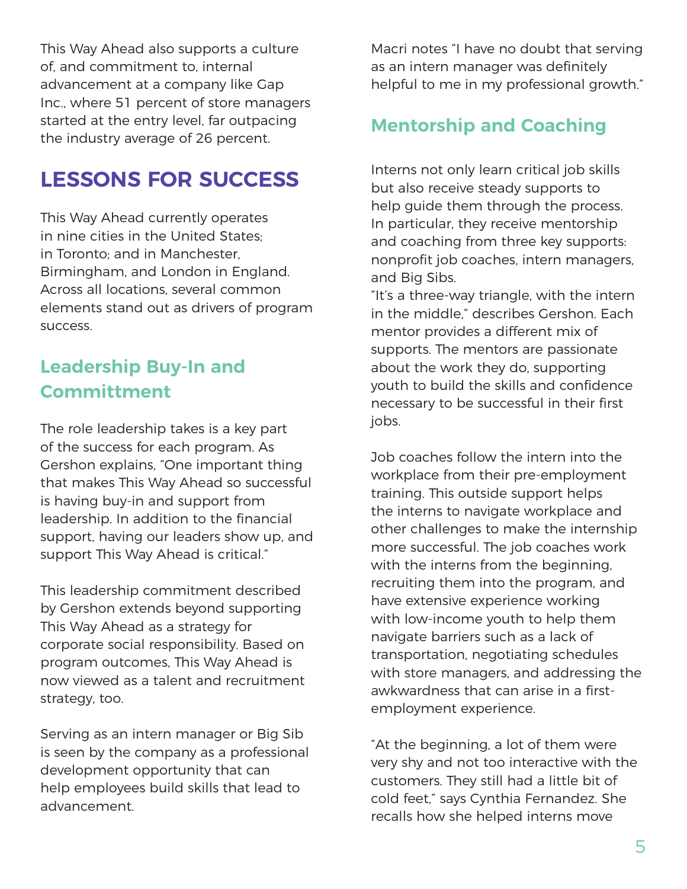This Way Ahead also supports a culture of, and commitment to, internal advancement at a company like Gap Inc., where 51 percent of store managers started at the entry level, far outpacing the industry average of 26 percent.

# LESSONS FOR SUCCESS

This Way Ahead currently operates in nine cities in the United States; in Toronto; and in Manchester, Birmingham, and London in England. Across all locations, several common elements stand out as drivers of program success.

## Leadership Buy-In and Committment

The role leadership takes is a key part of the success for each program. As Gershon explains, "One important thing that makes This Way Ahead so successful is having buy-in and support from leadership. In addition to the financial support, having our leaders show up, and support This Way Ahead is critical."

This leadership commitment described by Gershon extends beyond supporting This Way Ahead as a strategy for corporate social responsibility. Based on program outcomes, This Way Ahead is now viewed as a talent and recruitment strategy, too.

Serving as an intern manager or Big Sib is seen by the company as a professional development opportunity that can help employees build skills that lead to advancement.

Macri notes "I have no doubt that serving as an intern manager was definitely helpful to me in my professional growth."

## Mentorship and Coaching

Interns not only learn critical job skills but also receive steady supports to help guide them through the process. In particular, they receive mentorship and coaching from three key supports: nonprofit job coaches, intern managers, and Big Sibs.

"It's a three-way triangle, with the intern in the middle," describes Gershon. Each mentor provides a different mix of supports. The mentors are passionate about the work they do, supporting youth to build the skills and confidence necessary to be successful in their first jobs.

Job coaches follow the intern into the workplace from their pre-employment training. This outside support helps the interns to navigate workplace and other challenges to make the internship more successful. The job coaches work with the interns from the beginning, recruiting them into the program, and have extensive experience working with low-income youth to help them navigate barriers such as a lack of transportation, negotiating schedules with store managers, and addressing the awkwardness that can arise in a first-employment experience.

"At the beginning, a lot of them were very shy and not too interactive with the customers. They still had a little bit of cold feet," says Cynthia Fernandez. She recalls how she helped interns move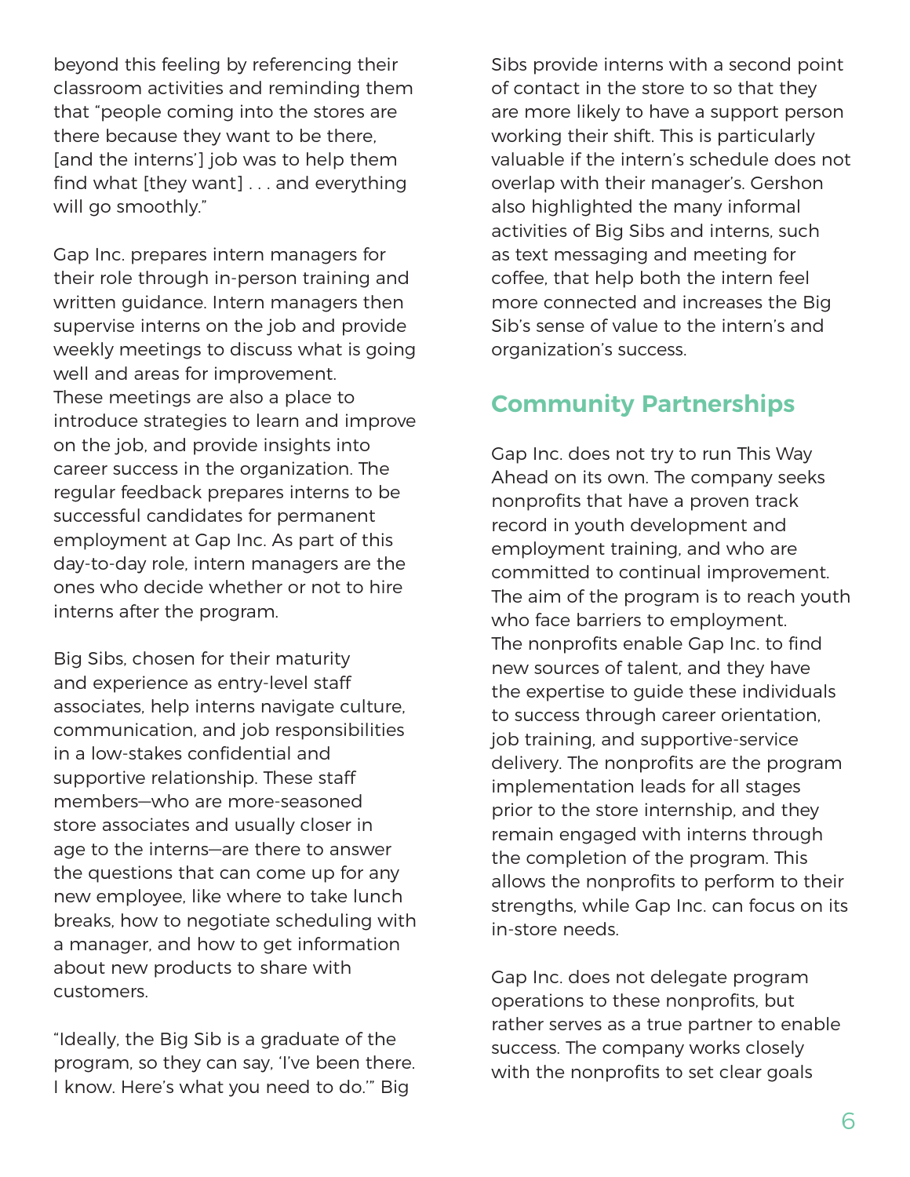beyond this feeling by referencing their classroom activities and reminding them that "people coming into the stores are there because they want to be there, [and the interns'] job was to help them find what [they want] . . . and everything will go smoothly."

Gap Inc. prepares intern managers for their role through in-person training and written guidance. Intern managers then supervise interns on the job and provide weekly meetings to discuss what is going well and areas for improvement. These meetings are also a place to introduce strategies to learn and improve on the job, and provide insights into career success in the organization. The regular feedback prepares interns to be successful candidates for permanent employment at Gap Inc. As part of this day-to-day role, intern managers are the ones who decide whether or not to hire interns after the program.

Big Sibs, chosen for their maturity and experience as entry-level staff associates, help interns navigate culture, communication, and job responsibilities in a low-stakes confidential and supportive relationship. These staff members—who are more-seasoned store associates and usually closer in age to the interns—are there to answer the questions that can come up for any new employee, like where to take lunch breaks, how to negotiate scheduling with a manager, and how to get information about new products to share with customers.

"Ideally, the Big Sib is a graduate of the program, so they can say, 'I've been there. I know. Here's what you need to do.'" Big Sibs provide interns with a second point of contact in the store to so that they are more likely to have a support person working their shift. This is particularly valuable if the intern's schedule does not overlap with their manager's. Gershon also highlighted the many informal activities of Big Sibs and interns, such as text messaging and meeting for coffee, that help both the intern feel more connected and increases the Big Sib's sense of value to the intern's and organization's success.

## Community Partnerships

Gap Inc. does not try to run This Way Ahead on its own. The company seeks nonprofits that have a proven track record in youth development and employment training, and who are committed to continual improvement. The aim of the program is to reach youth who face barriers to employment. The nonprofits enable Gap Inc. to find new sources of talent, and they have the expertise to guide these individuals to success through career orientation, job training, and supportive-service delivery. The nonprofits are the program implementation leads for all stages prior to the store internship, and they remain engaged with interns through the completion of the program. This allows the nonprofits to perform to their strengths, while Gap Inc. can focus on its in-store needs.

Gap Inc. does not delegate program operations to these nonprofits, but rather serves as a true partner to enable success. The company works closely with the nonprofits to set clear goals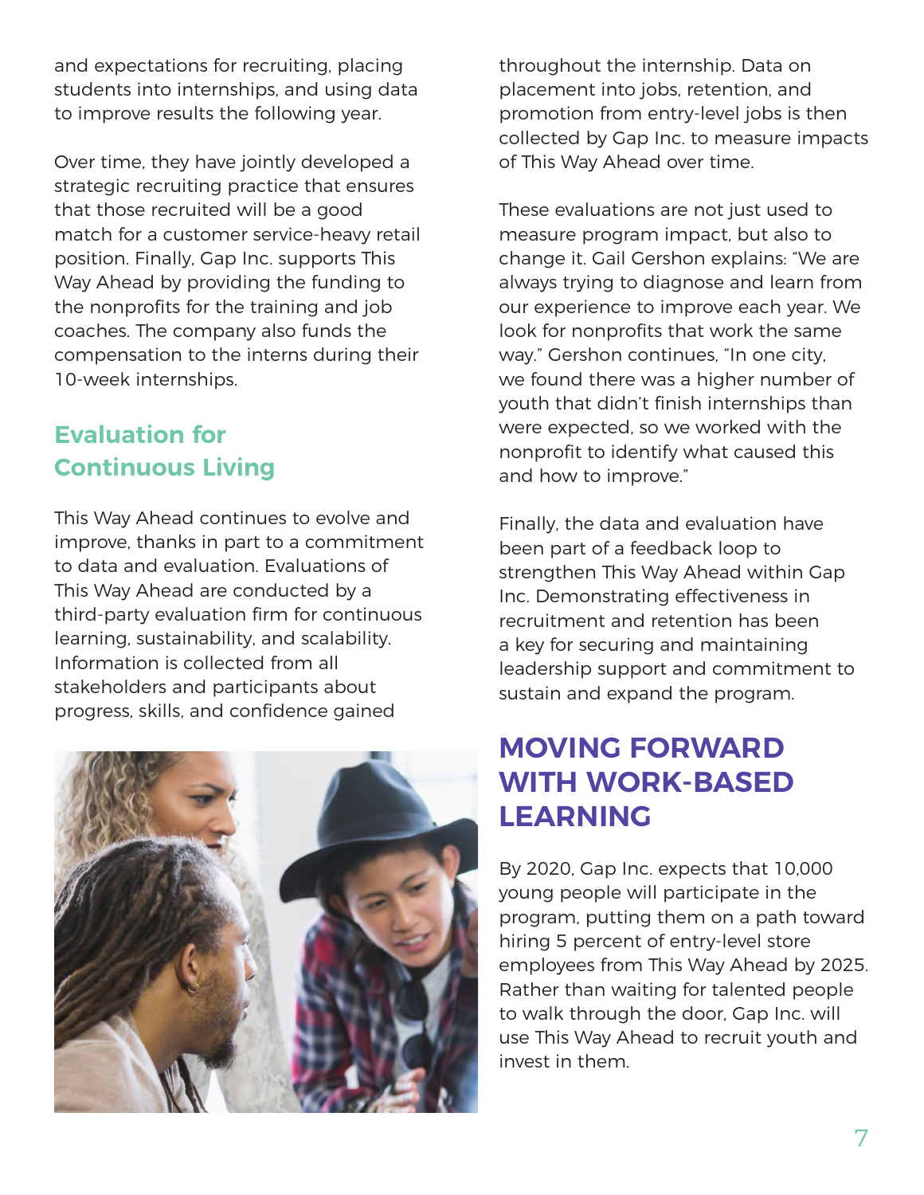and expectations for recruiting, placing students into internships, and using data to improve results the following year.

Over time, they have jointly developed a strategic recruiting practice that ensures that those recruited will be a good match for a customer service-heavy retail position. Finally, Gap Inc. supports This Way Ahead by providing the funding to the nonprofits for the training and job coaches. The company also funds the compensation to the interns during their 10-week internships.

### Evaluation for Continuous Living

This Way Ahead continues to evolve and improve, thanks in part to a commitment to data and evaluation. Evaluations of This Way Ahead are conducted by a third-party evaluation firm for continuous learning, sustainability, and scalability. Information is collected from all stakeholders and participants about progress, skills, and confidence gained throughout the internship. Data on placement into jobs, retention, and promotion from entry-level jobs is then collected by Gap Inc. to measure impacts of This Way Ahead over time.

These evaluations are not just used to measure program impact, but also to change it. Gail Gershon explains: "We are always trying to diagnose and learn from our experience to improve each year. We look for nonprofits that work the same way." Gershon continues, "In one city, we found there was a higher number of youth that didn't finish internships than were expected, so we worked with the nonprofit to identify what caused this and how to improve."

Finally, the data and evaluation have been part of a feedback loop to strengthen This Way Ahead within Gap Inc. Demonstrating effectiveness in recruitment and retention has been a key for securing and maintaining leadership support and commitment to sustain and expand the program.

## MOVING FORWARD WITH WORK-BASED LEARNING

By 2020, Gap Inc. expects that 10,000 young people will participate in the program, putting them on a path toward hiring 5 percent of entry-level store employees from This Way Ahead by 2025. Rather than waiting for talented people to walk through the door, Gap Inc. will use This Way Ahead to recruit youth and invest in them.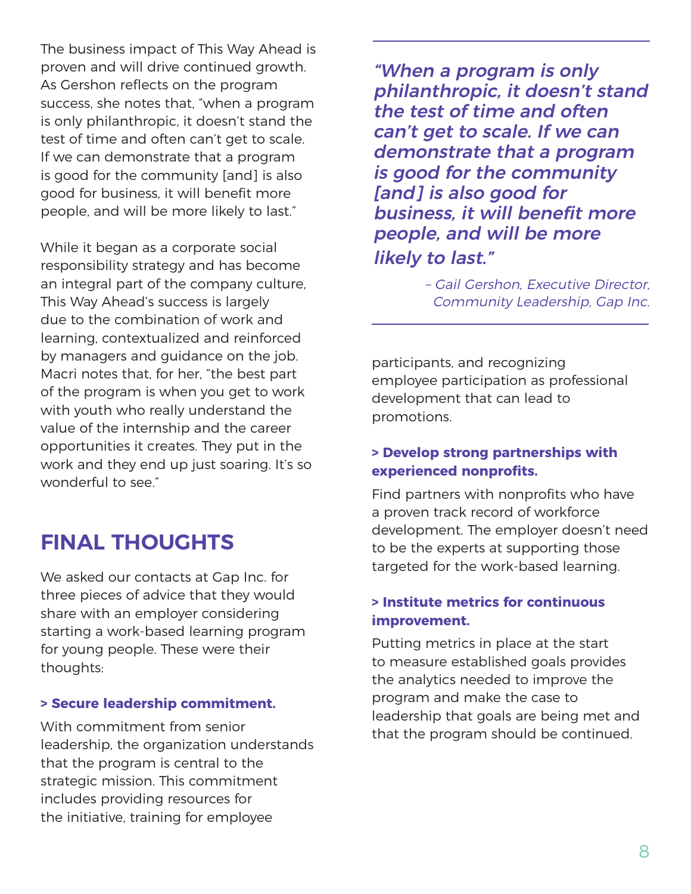The business impact of This Way Ahead is proven and will drive continued growth. As Gershon reflects on the program success, she notes that, "when a program is only philanthropic, it doesn't stand the test of time and often can't get to scale. If we can demonstrate that a program is good for the community [and] is also good for business, it will benefit more people, and will be more likely to last."

While it began as a corporate social responsibility strategy and has become an integral part of the company culture, This Way Ahead's success is largely due to the combination of work and learning, contextualized and reinforced by managers and guidance on the job. Macri notes that, for her, "the best part of the program is when you get to work with youth who really understand the value of the internship and the career opportunities it creates. They put in the work and they end up just soaring. It's so wonderful to see."

## FINAL THOUGHTS

We asked our contacts at Gap Inc. for three pieces of advice that they would share with an employer considering starting a work-based learning program for young people. These were their thoughts:

**> Secure leadership commitment.**

With commitment from senior leadership, the organization understands that the program is central to the strategic mission. This commitment includes providing resources for the initiative, training for employee participants, and recognizing employee participation as professional development that can lead to promotions.

> ***"When a program is only philanthropic, it doesn't stand the test of time and often can't get to scale. If we can demonstrate that a program is good for the community [and] is also good for business, it will benefit more people, and will be more likely to last."***
>
> *– Gail Gershon, Executive Director, Community Leadership, Gap Inc.*

**> Develop strong partnerships with experienced nonprofits.**

Find partners with nonprofits who have a proven track record of workforce development. The employer doesn't need to be the experts at supporting those targeted for the work-based learning.

**> Institute metrics for continuous improvement.**

Putting metrics in place at the start to measure established goals provides the analytics needed to improve the program and make the case to leadership that goals are being met and that the program should be continued.